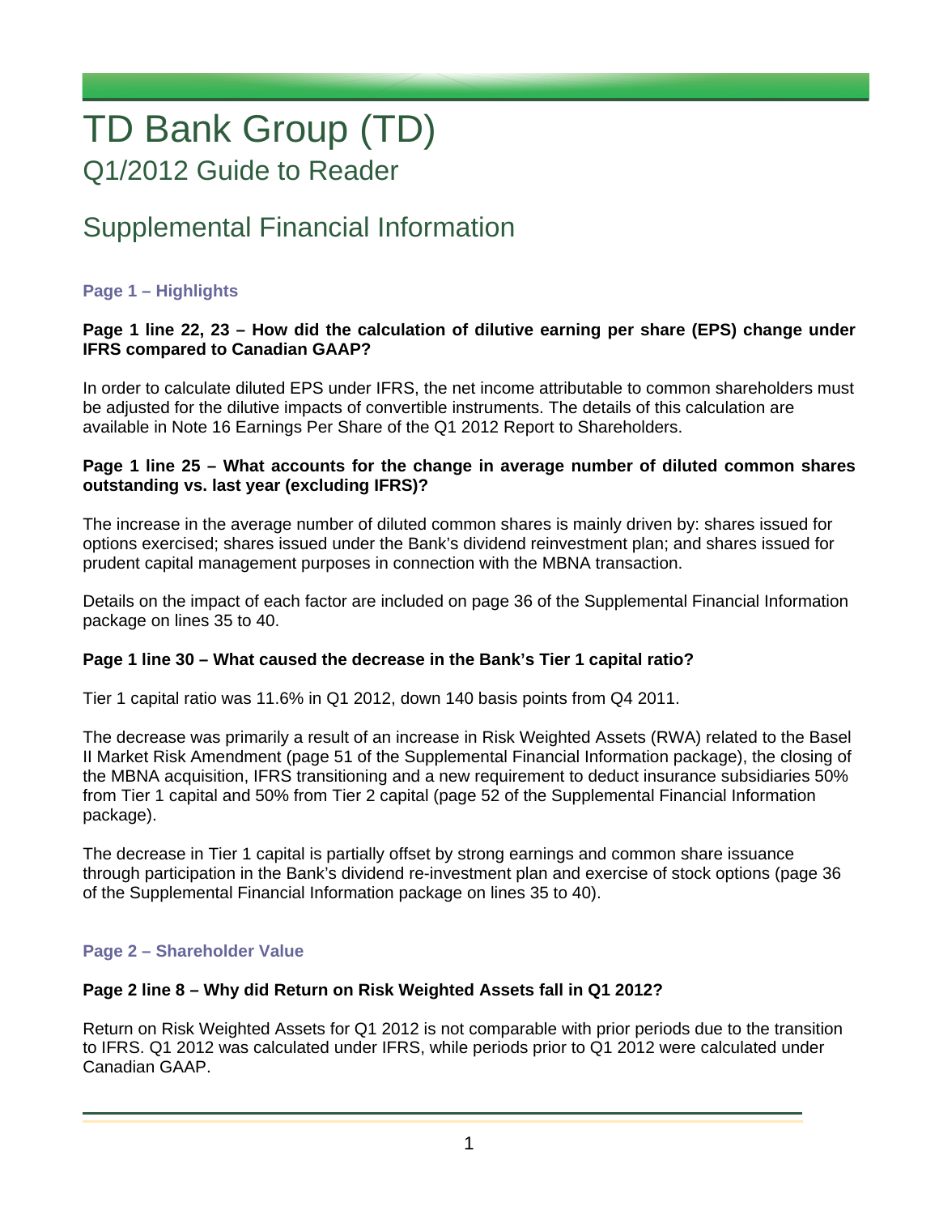# TD Bank Group (TD)

## Q1/2012 Guide to Reader

## Supplemental Financial Information

### Page 1 – Highlights

**Page 1 line 22, 23 – How did the calculation of dilutive earning per share (EPS) change under IFRS compared to Canadian GAAP?**

In order to calculate diluted EPS under IFRS, the net income attributable to common shareholders must be adjusted for the dilutive impacts of convertible instruments. The details of this calculation are available in Note 16 Earnings Per Share of the Q1 2012 Report to Shareholders.

**Page 1 line 25 – What accounts for the change in average number of diluted common shares outstanding vs. last year (excluding IFRS)?**

The increase in the average number of diluted common shares is mainly driven by: shares issued for options exercised; shares issued under the Bank's dividend reinvestment plan; and shares issued for prudent capital management purposes in connection with the MBNA transaction.

Details on the impact of each factor are included on page 36 of the Supplemental Financial Information package on lines 35 to 40.

**Page 1 line 30 – What caused the decrease in the Bank's Tier 1 capital ratio?**

Tier 1 capital ratio was 11.6% in Q1 2012, down 140 basis points from Q4 2011.

The decrease was primarily a result of an increase in Risk Weighted Assets (RWA) related to the Basel II Market Risk Amendment (page 51 of the Supplemental Financial Information package), the closing of the MBNA acquisition, IFRS transitioning and a new requirement to deduct insurance subsidiaries 50% from Tier 1 capital and 50% from Tier 2 capital (page 52 of the Supplemental Financial Information package).

The decrease in Tier 1 capital is partially offset by strong earnings and common share issuance through participation in the Bank's dividend re-investment plan and exercise of stock options (page 36 of the Supplemental Financial Information package on lines 35 to 40).

### Page 2 – Shareholder Value

**Page 2 line 8 – Why did Return on Risk Weighted Assets fall in Q1 2012?**

Return on Risk Weighted Assets for Q1 2012 is not comparable with prior periods due to the transition to IFRS. Q1 2012 was calculated under IFRS, while periods prior to Q1 2012 were calculated under Canadian GAAP.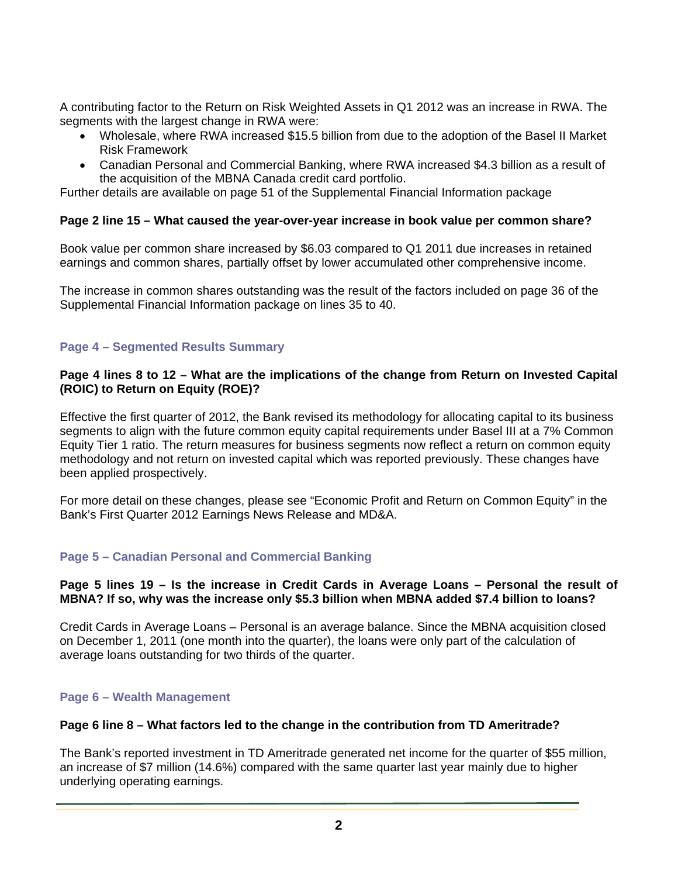A contributing factor to the Return on Risk Weighted Assets in Q1 2012 was an increase in RWA. The segments with the largest change in RWA were:

- Wholesale, where RWA increased $15.5 billion from due to the adoption of the Basel II Market Risk Framework
- Canadian Personal and Commercial Banking, where RWA increased $4.3 billion as a result of the acquisition of the MBNA Canada credit card portfolio.

Further details are available on page 51 of the Supplemental Financial Information package

**Page 2 line 15 – What caused the year-over-year increase in book value per common share?**

Book value per common share increased by $6.03 compared to Q1 2011 due increases in retained earnings and common shares, partially offset by lower accumulated other comprehensive income.

The increase in common shares outstanding was the result of the factors included on page 36 of the Supplemental Financial Information package on lines 35 to 40.

## Page 4 – Segmented Results Summary

**Page 4 lines 8 to 12 – What are the implications of the change from Return on Invested Capital (ROIC) to Return on Equity (ROE)?**

Effective the first quarter of 2012, the Bank revised its methodology for allocating capital to its business segments to align with the future common equity capital requirements under Basel III at a 7% Common Equity Tier 1 ratio. The return measures for business segments now reflect a return on common equity methodology and not return on invested capital which was reported previously. These changes have been applied prospectively.

For more detail on these changes, please see "Economic Profit and Return on Common Equity" in the Bank's First Quarter 2012 Earnings News Release and MD&A.

## Page 5 – Canadian Personal and Commercial Banking

**Page 5 lines 19 – Is the increase in Credit Cards in Average Loans – Personal the result of MBNA? If so, why was the increase only $5.3 billion when MBNA added $7.4 billion to loans?**

Credit Cards in Average Loans – Personal is an average balance. Since the MBNA acquisition closed on December 1, 2011 (one month into the quarter), the loans were only part of the calculation of average loans outstanding for two thirds of the quarter.

## Page 6 – Wealth Management

**Page 6 line 8 – What factors led to the change in the contribution from TD Ameritrade?**

The Bank's reported investment in TD Ameritrade generated net income for the quarter of $55 million, an increase of $7 million (14.6%) compared with the same quarter last year mainly due to higher underlying operating earnings.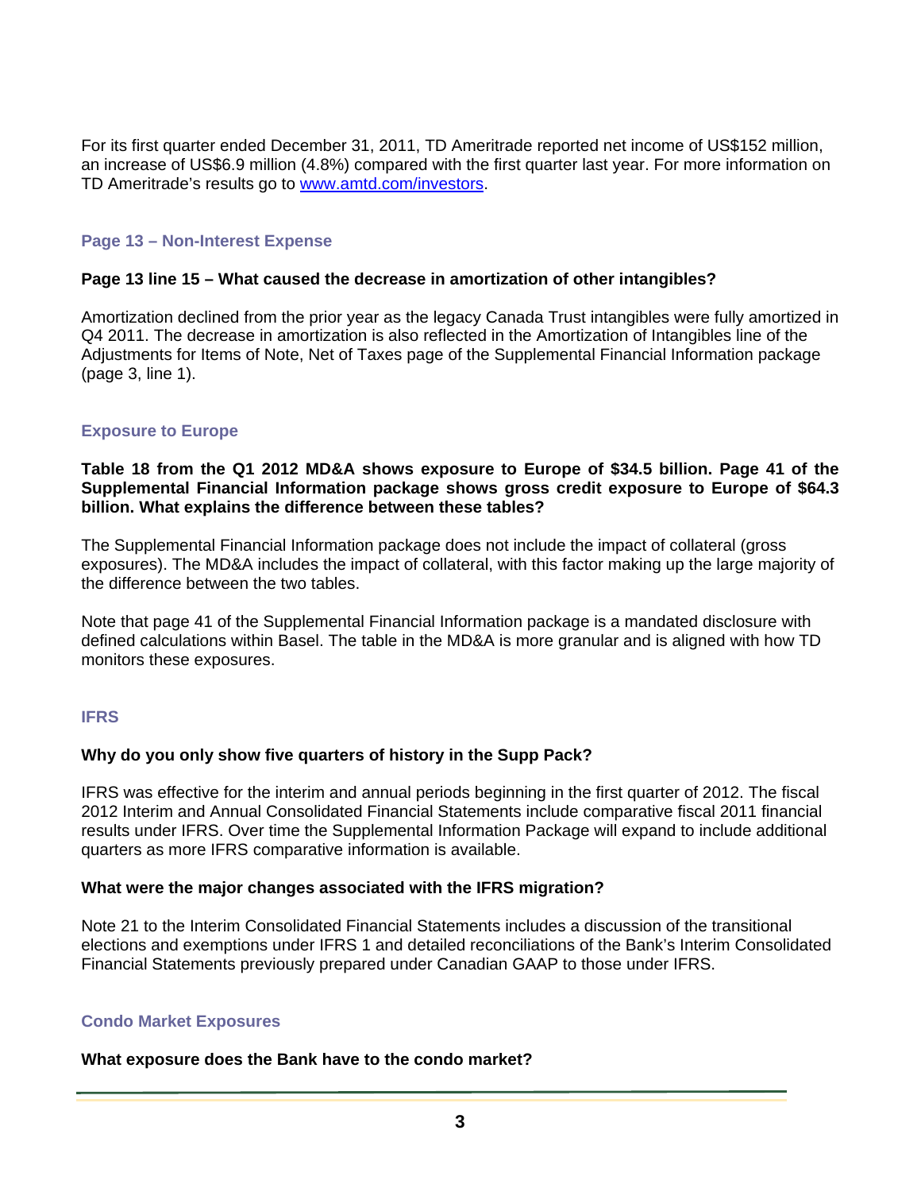For its first quarter ended December 31, 2011, TD Ameritrade reported net income of US$152 million, an increase of US$6.9 million (4.8%) compared with the first quarter last year. For more information on TD Ameritrade's results go to [www.amtd.com/investors](http://www.amtd.com/investors).

## Page 13 – Non-Interest Expense

**Page 13 line 15 – What caused the decrease in amortization of other intangibles?**

Amortization declined from the prior year as the legacy Canada Trust intangibles were fully amortized in Q4 2011. The decrease in amortization is also reflected in the Amortization of Intangibles line of the Adjustments for Items of Note, Net of Taxes page of the Supplemental Financial Information package (page 3, line 1).

## Exposure to Europe

**Table 18 from the Q1 2012 MD&A shows exposure to Europe of $34.5 billion. Page 41 of the Supplemental Financial Information package shows gross credit exposure to Europe of $64.3 billion. What explains the difference between these tables?**

The Supplemental Financial Information package does not include the impact of collateral (gross exposures). The MD&A includes the impact of collateral, with this factor making up the large majority of the difference between the two tables.

Note that page 41 of the Supplemental Financial Information package is a mandated disclosure with defined calculations within Basel. The table in the MD&A is more granular and is aligned with how TD monitors these exposures.

## IFRS

**Why do you only show five quarters of history in the Supp Pack?**

IFRS was effective for the interim and annual periods beginning in the first quarter of 2012. The fiscal 2012 Interim and Annual Consolidated Financial Statements include comparative fiscal 2011 financial results under IFRS. Over time the Supplemental Information Package will expand to include additional quarters as more IFRS comparative information is available.

**What were the major changes associated with the IFRS migration?**

Note 21 to the Interim Consolidated Financial Statements includes a discussion of the transitional elections and exemptions under IFRS 1 and detailed reconciliations of the Bank's Interim Consolidated Financial Statements previously prepared under Canadian GAAP to those under IFRS.

## Condo Market Exposures

**What exposure does the Bank have to the condo market?**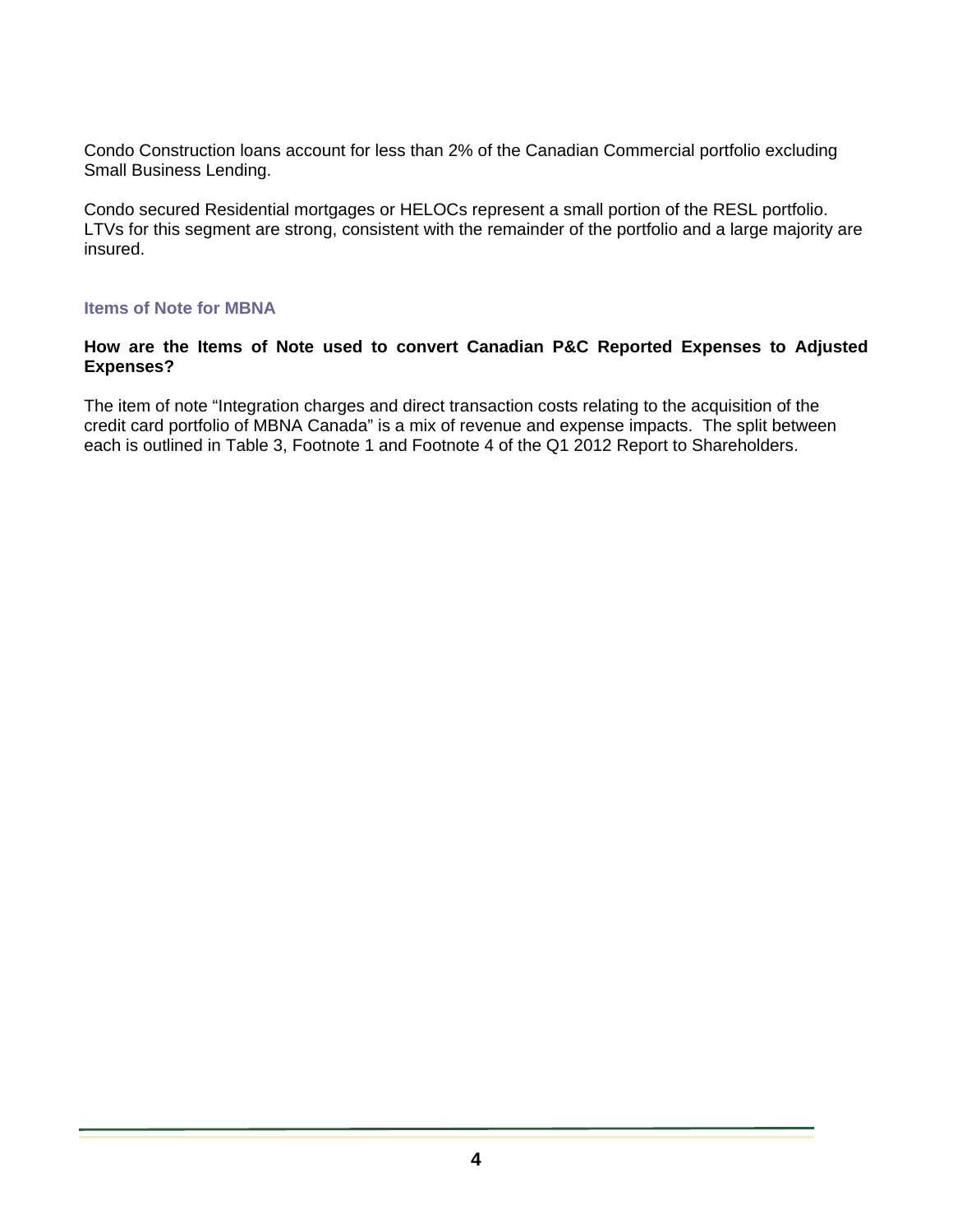Condo Construction loans account for less than 2% of the Canadian Commercial portfolio excluding Small Business Lending.

Condo secured Residential mortgages or HELOCs represent a small portion of the RESL portfolio. LTVs for this segment are strong, consistent with the remainder of the portfolio and a large majority are insured.

## Items of Note for MBNA

**How are the Items of Note used to convert Canadian P&C Reported Expenses to Adjusted Expenses?**

The item of note "Integration charges and direct transaction costs relating to the acquisition of the credit card portfolio of MBNA Canada" is a mix of revenue and expense impacts. The split between each is outlined in Table 3, Footnote 1 and Footnote 4 of the Q1 2012 Report to Shareholders.